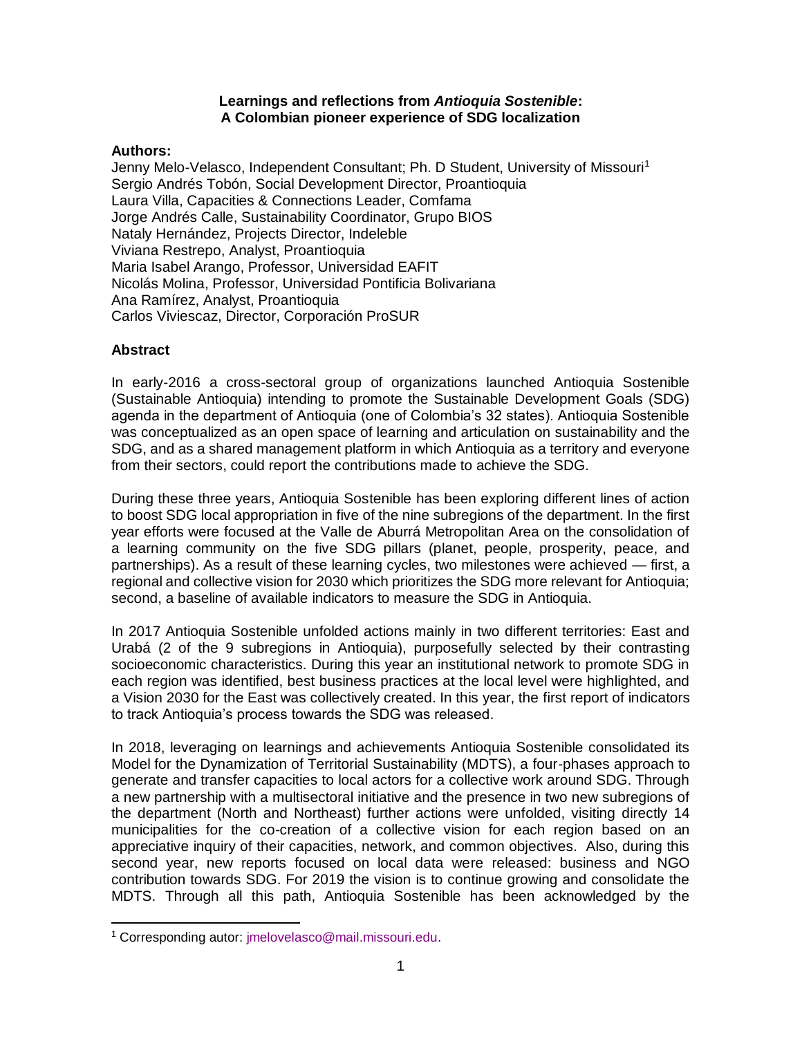**Learnings and reflections from *Antioquia Sostenible*:**
**A Colombian pioneer experience of SDG localization**

**Authors:**

Jenny Melo-Velasco, Independent Consultant; Ph. D Student, University of Missouri[1]
Sergio Andrés Tobón, Social Development Director, Proantioquia
Laura Villa, Capacities & Connections Leader, Comfama
Jorge Andrés Calle, Sustainability Coordinator, Grupo BIOS
Nataly Hernández, Projects Director, Indeleble
Viviana Restrepo, Analyst, Proantioquia
Maria Isabel Arango, Professor, Universidad EAFIT
Nicolás Molina, Professor, Universidad Pontificia Bolivariana
Ana Ramírez, Analyst, Proantioquia
Carlos Viviescaz, Director, Corporación ProSUR

## Abstract

In early-2016 a cross-sectoral group of organizations launched Antioquia Sostenible (Sustainable Antioquia) intending to promote the Sustainable Development Goals (SDG) agenda in the department of Antioquia (one of Colombia's 32 states). Antioquia Sostenible was conceptualized as an open space of learning and articulation on sustainability and the SDG, and as a shared management platform in which Antioquia as a territory and everyone from their sectors, could report the contributions made to achieve the SDG.

During these three years, Antioquia Sostenible has been exploring different lines of action to boost SDG local appropriation in five of the nine subregions of the department. In the first year efforts were focused at the Valle de Aburrá Metropolitan Area on the consolidation of a learning community on the five SDG pillars (planet, people, prosperity, peace, and partnerships). As a result of these learning cycles, two milestones were achieved — first, a regional and collective vision for 2030 which prioritizes the SDG more relevant for Antioquia; second, a baseline of available indicators to measure the SDG in Antioquia.

In 2017 Antioquia Sostenible unfolded actions mainly in two different territories: East and Urabá (2 of the 9 subregions in Antioquia), purposefully selected by their contrasting socioeconomic characteristics. During this year an institutional network to promote SDG in each region was identified, best business practices at the local level were highlighted, and a Vision 2030 for the East was collectively created. In this year, the first report of indicators to track Antioquia's process towards the SDG was released.

In 2018, leveraging on learnings and achievements Antioquia Sostenible consolidated its Model for the Dynamization of Territorial Sustainability (MDTS), a four-phases approach to generate and transfer capacities to local actors for a collective work around SDG. Through a new partnership with a multisectoral initiative and the presence in two new subregions of the department (North and Northeast) further actions were unfolded, visiting directly 14 municipalities for the co-creation of a collective vision for each region based on an appreciative inquiry of their capacities, network, and common objectives. Also, during this second year, new reports focused on local data were released: business and NGO contribution towards SDG. For 2019 the vision is to continue growing and consolidate the MDTS. Through all this path, Antioquia Sostenible has been acknowledged by the

[1] Corresponding autor: jmelovelasco@mail.missouri.edu.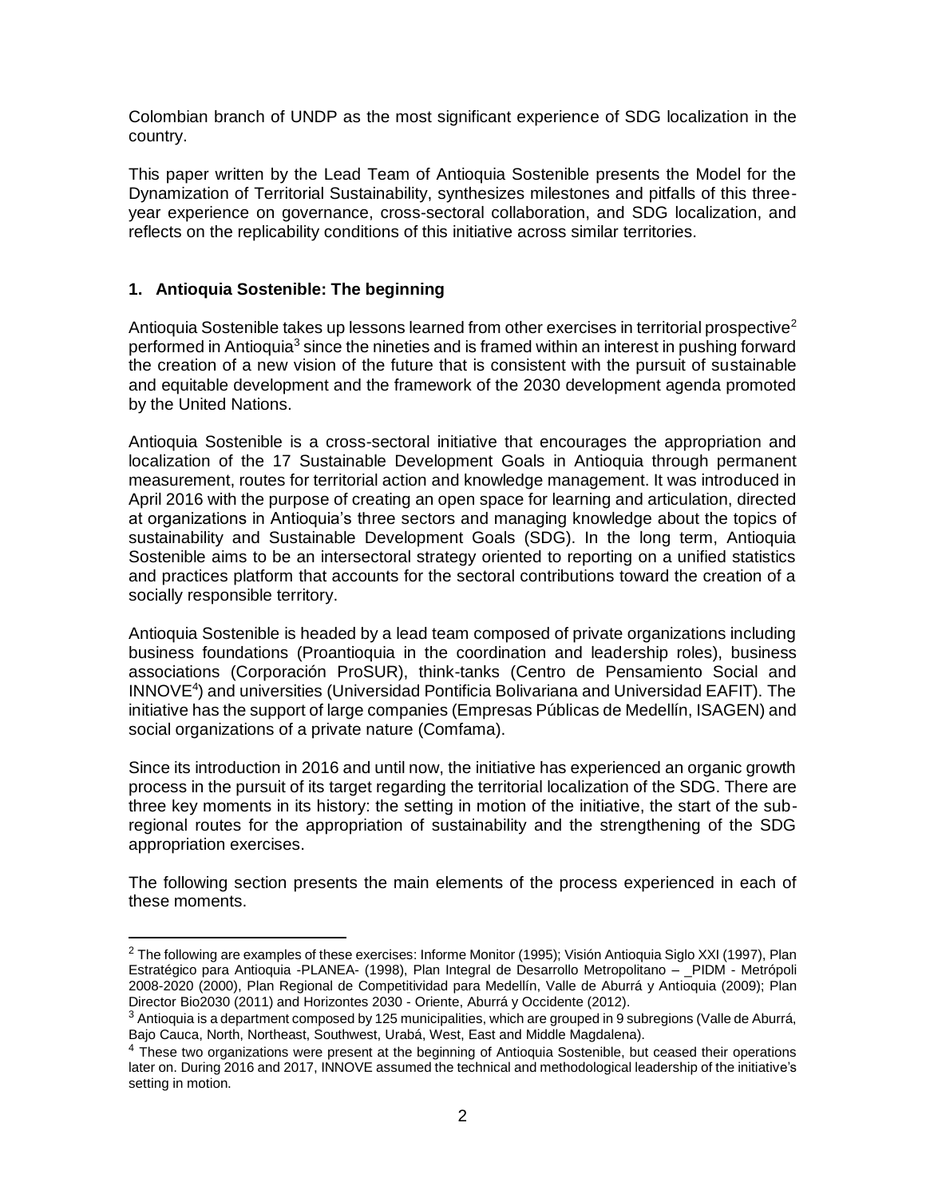Colombian branch of UNDP as the most significant experience of SDG localization in the country.

This paper written by the Lead Team of Antioquia Sostenible presents the Model for the Dynamization of Territorial Sustainability, synthesizes milestones and pitfalls of this three-year experience on governance, cross-sectoral collaboration, and SDG localization, and reflects on the replicability conditions of this initiative across similar territories.

## 1. Antioquia Sostenible: The beginning

Antioquia Sostenible takes up lessons learned from other exercises in territorial prospective[2] performed in Antioquia[3] since the nineties and is framed within an interest in pushing forward the creation of a new vision of the future that is consistent with the pursuit of sustainable and equitable development and the framework of the 2030 development agenda promoted by the United Nations.

Antioquia Sostenible is a cross-sectoral initiative that encourages the appropriation and localization of the 17 Sustainable Development Goals in Antioquia through permanent measurement, routes for territorial action and knowledge management. It was introduced in April 2016 with the purpose of creating an open space for learning and articulation, directed at organizations in Antioquia's three sectors and managing knowledge about the topics of sustainability and Sustainable Development Goals (SDG). In the long term, Antioquia Sostenible aims to be an intersectoral strategy oriented to reporting on a unified statistics and practices platform that accounts for the sectoral contributions toward the creation of a socially responsible territory.

Antioquia Sostenible is headed by a lead team composed of private organizations including business foundations (Proantioquia in the coordination and leadership roles), business associations (Corporación ProSUR), think-tanks (Centro de Pensamiento Social and INNOVE[4]) and universities (Universidad Pontificia Bolivariana and Universidad EAFIT). The initiative has the support of large companies (Empresas Públicas de Medellín, ISAGEN) and social organizations of a private nature (Comfama).

Since its introduction in 2016 and until now, the initiative has experienced an organic growth process in the pursuit of its target regarding the territorial localization of the SDG. There are three key moments in its history: the setting in motion of the initiative, the start of the sub-regional routes for the appropriation of sustainability and the strengthening of the SDG appropriation exercises.

The following section presents the main elements of the process experienced in each of these moments.

---

[2] The following are examples of these exercises: Informe Monitor (1995); Visión Antioquia Siglo XXI (1997), Plan Estratégico para Antioquia -PLANEA- (1998), Plan Integral de Desarrollo Metropolitano – _PIDM - Metrópoli 2008-2020 (2000), Plan Regional de Competitividad para Medellín, Valle de Aburrá y Antioquia (2009); Plan Director Bio2030 (2011) and Horizontes 2030 - Oriente, Aburrá y Occidente (2012).

[3] Antioquia is a department composed by 125 municipalities, which are grouped in 9 subregions (Valle de Aburrá, Bajo Cauca, North, Northeast, Southwest, Urabá, West, East and Middle Magdalena).

[4] These two organizations were present at the beginning of Antioquia Sostenible, but ceased their operations later on. During 2016 and 2017, INNOVE assumed the technical and methodological leadership of the initiative's setting in motion.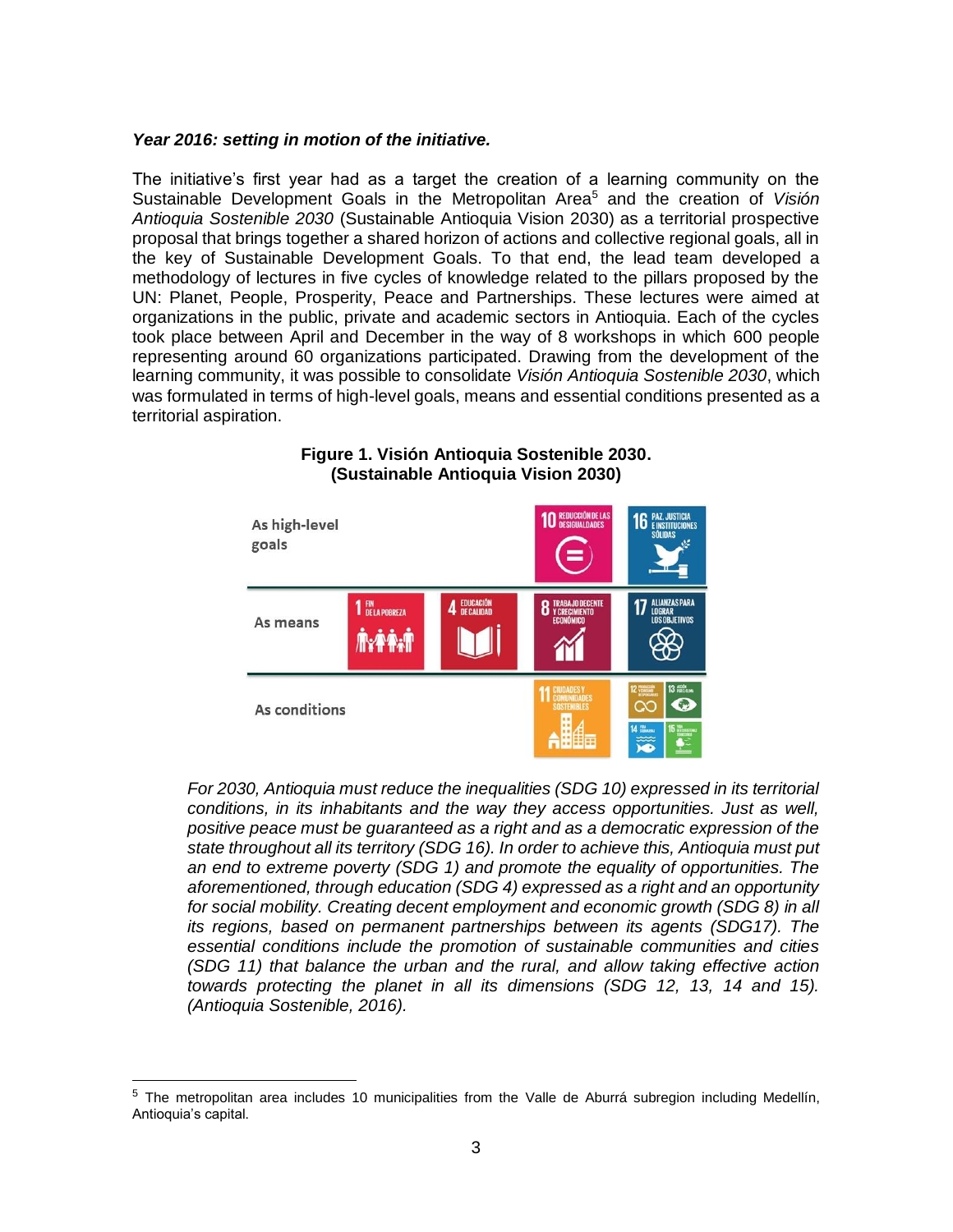***Year 2016: setting in motion of the initiative.***

The initiative's first year had as a target the creation of a learning community on the Sustainable Development Goals in the Metropolitan Area[5] and the creation of *Visión Antioquia Sostenible 2030* (Sustainable Antioquia Vision 2030) as a territorial prospective proposal that brings together a shared horizon of actions and collective regional goals, all in the key of Sustainable Development Goals. To that end, the lead team developed a methodology of lectures in five cycles of knowledge related to the pillars proposed by the UN: Planet, People, Prosperity, Peace and Partnerships. These lectures were aimed at organizations in the public, private and academic sectors in Antioquia. Each of the cycles took place between April and December in the way of 8 workshops in which 600 people representing around 60 organizations participated. Drawing from the development of the learning community, it was possible to consolidate *Visión Antioquia Sostenible 2030*, which was formulated in terms of high-level goals, means and essential conditions presented as a territorial aspiration.

**Figure 1. Visión Antioquia Sostenible 2030. (Sustainable Antioquia Vision 2030)**

| | | | | |
|---|---|---|---|---|
| As high-level goals | | | 10 REDUCCIÓN DE LAS DESIGUALDADES | 16 PAZ, JUSTICIA E INSTITUCIONES SÓLIDAS |
| As means | 1 FIN DE LA POBREZA | 4 EDUCACIÓN DE CALIDAD | 8 TRABAJO DECENTE Y CRECIMIENTO ECONÓMICO | 17 ALIANZAS PARA LOGRAR LOS OBJETIVOS |
| As conditions | | | 11 CIUDADES Y COMUNIDADES SOSTENIBLES | 12, 13, 14, 15 |

*For 2030, Antioquia must reduce the inequalities (SDG 10) expressed in its territorial conditions, in its inhabitants and the way they access opportunities. Just as well, positive peace must be guaranteed as a right and as a democratic expression of the state throughout all its territory (SDG 16). In order to achieve this, Antioquia must put an end to extreme poverty (SDG 1) and promote the equality of opportunities. The aforementioned, through education (SDG 4) expressed as a right and an opportunity for social mobility. Creating decent employment and economic growth (SDG 8) in all its regions, based on permanent partnerships between its agents (SDG17). The essential conditions include the promotion of sustainable communities and cities (SDG 11) that balance the urban and the rural, and allow taking effective action towards protecting the planet in all its dimensions (SDG 12, 13, 14 and 15). (Antioquia Sostenible, 2016).*

---

[5] The metropolitan area includes 10 municipalities from the Valle de Aburrá subregion including Medellín, Antioquia's capital.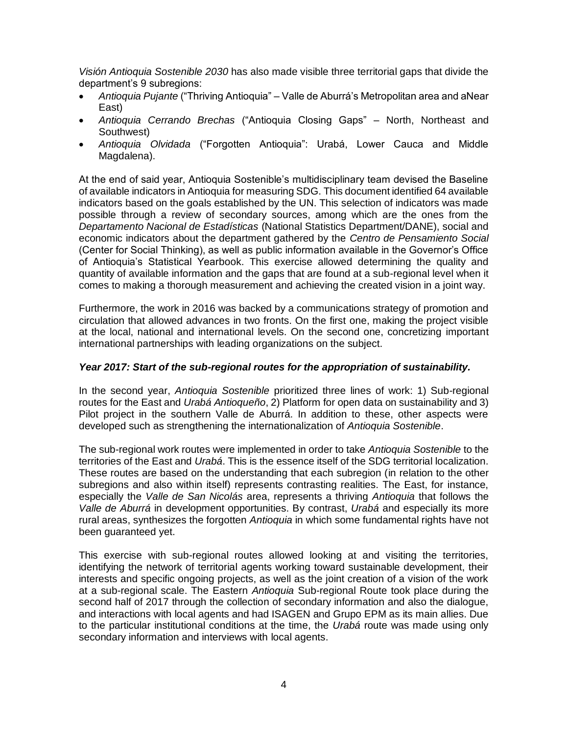*Visión Antioquia Sostenible 2030* has also made visible three territorial gaps that divide the department's 9 subregions:

- *Antioquia Pujante* ("Thriving Antioquia" – Valle de Aburrá's Metropolitan area and aNear East)
- *Antioquia Cerrando Brechas* ("Antioquia Closing Gaps" – North, Northeast and Southwest)
- *Antioquia Olvidada* ("Forgotten Antioquia": Urabá, Lower Cauca and Middle Magdalena).

At the end of said year, Antioquia Sostenible's multidisciplinary team devised the Baseline of available indicators in Antioquia for measuring SDG. This document identified 64 available indicators based on the goals established by the UN. This selection of indicators was made possible through a review of secondary sources, among which are the ones from the *Departamento Nacional de Estadísticas* (National Statistics Department/DANE), social and economic indicators about the department gathered by the *Centro de Pensamiento Social* (Center for Social Thinking), as well as public information available in the Governor's Office of Antioquia's Statistical Yearbook. This exercise allowed determining the quality and quantity of available information and the gaps that are found at a sub-regional level when it comes to making a thorough measurement and achieving the created vision in a joint way.

Furthermore, the work in 2016 was backed by a communications strategy of promotion and circulation that allowed advances in two fronts. On the first one, making the project visible at the local, national and international levels. On the second one, concretizing important international partnerships with leading organizations on the subject.

***Year 2017: Start of the sub-regional routes for the appropriation of sustainability.***

In the second year, *Antioquia Sostenible* prioritized three lines of work: 1) Sub-regional routes for the East and *Urabá Antioqueño*, 2) Platform for open data on sustainability and 3) Pilot project in the southern Valle de Aburrá. In addition to these, other aspects were developed such as strengthening the internationalization of *Antioquia Sostenible*.

The sub-regional work routes were implemented in order to take *Antioquia Sostenible* to the territories of the East and *Urabá*. This is the essence itself of the SDG territorial localization. These routes are based on the understanding that each subregion (in relation to the other subregions and also within itself) represents contrasting realities. The East, for instance, especially the *Valle de San Nicolás* area, represents a thriving *Antioquia* that follows the *Valle de Aburrá* in development opportunities. By contrast, *Urabá* and especially its more rural areas, synthesizes the forgotten *Antioquia* in which some fundamental rights have not been guaranteed yet.

This exercise with sub-regional routes allowed looking at and visiting the territories, identifying the network of territorial agents working toward sustainable development, their interests and specific ongoing projects, as well as the joint creation of a vision of the work at a sub-regional scale. The Eastern *Antioquia* Sub-regional Route took place during the second half of 2017 through the collection of secondary information and also the dialogue, and interactions with local agents and had ISAGEN and Grupo EPM as its main allies. Due to the particular institutional conditions at the time, the *Urabá* route was made using only secondary information and interviews with local agents.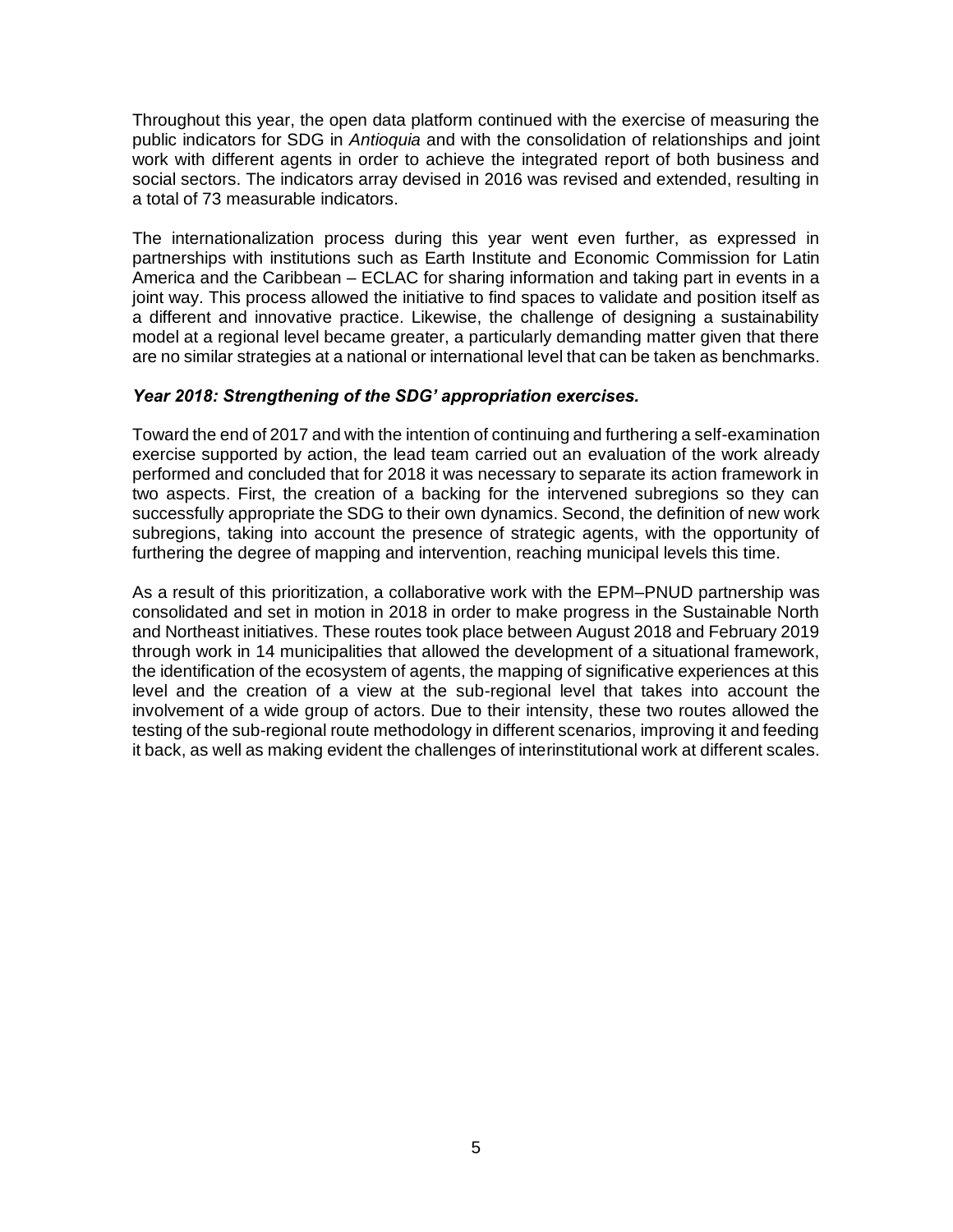Throughout this year, the open data platform continued with the exercise of measuring the public indicators for SDG in *Antioquia* and with the consolidation of relationships and joint work with different agents in order to achieve the integrated report of both business and social sectors. The indicators array devised in 2016 was revised and extended, resulting in a total of 73 measurable indicators.

The internationalization process during this year went even further, as expressed in partnerships with institutions such as Earth Institute and Economic Commission for Latin America and the Caribbean – ECLAC for sharing information and taking part in events in a joint way. This process allowed the initiative to find spaces to validate and position itself as a different and innovative practice. Likewise, the challenge of designing a sustainability model at a regional level became greater, a particularly demanding matter given that there are no similar strategies at a national or international level that can be taken as benchmarks.

***Year 2018: Strengthening of the SDG' appropriation exercises.***

Toward the end of 2017 and with the intention of continuing and furthering a self-examination exercise supported by action, the lead team carried out an evaluation of the work already performed and concluded that for 2018 it was necessary to separate its action framework in two aspects. First, the creation of a backing for the intervened subregions so they can successfully appropriate the SDG to their own dynamics. Second, the definition of new work subregions, taking into account the presence of strategic agents, with the opportunity of furthering the degree of mapping and intervention, reaching municipal levels this time.

As a result of this prioritization, a collaborative work with the EPM–PNUD partnership was consolidated and set in motion in 2018 in order to make progress in the Sustainable North and Northeast initiatives. These routes took place between August 2018 and February 2019 through work in 14 municipalities that allowed the development of a situational framework, the identification of the ecosystem of agents, the mapping of significative experiences at this level and the creation of a view at the sub-regional level that takes into account the involvement of a wide group of actors. Due to their intensity, these two routes allowed the testing of the sub-regional route methodology in different scenarios, improving it and feeding it back, as well as making evident the challenges of interinstitutional work at different scales.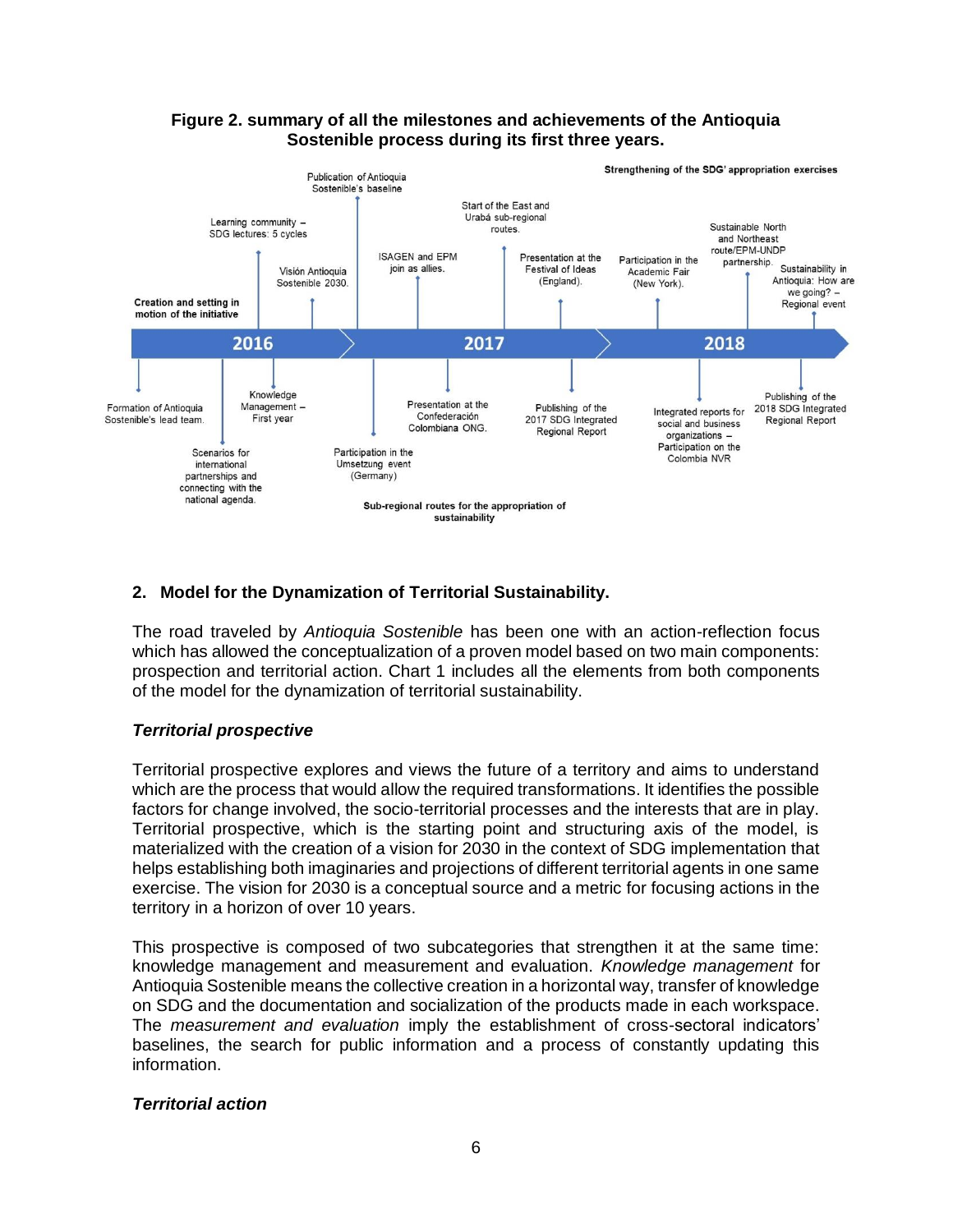**Figure 2. summary of all the milestones and achievements of the Antioquia Sostenible process during its first three years.**

**Strengthening of the SDG' appropriation exercises**

**2016**

- **Creation and setting in motion of the initiative**
- Formation of Antioquia Sostenible's lead team.
- Learning community – SDG lectures: 5 cycles
- Scenarios for international partnerships and connecting with the national agenda.
- Knowledge Management – First year
- Visión Antioquia Sostenible 2030.
- Publication of Antioquia Sostenible's baseline

**2017**

- Participation in the Umsetzung event (Germany)
- ISAGEN and EPM join as allies.
- Presentation at the Confederación Colombiana ONG.
- Start of the East and Urabá sub-regional routes.
- Presentation at the Festival of Ideas (England).
- Publishing of the 2017 SDG Integrated Regional Report

**2018**

- Participation in the Academic Fair (New York).
- Integrated reports for social and business organizations – Participation on the Colombia NVR
- Sustainable North and Northeast route/EPM-UNDP partnership.
- Sustainability in Antioquia: How are we going? – Regional event
- Publishing of the 2018 SDG Integrated Regional Report

**Sub-regional routes for the appropriation of sustainability**

## 2. Model for the Dynamization of Territorial Sustainability.

The road traveled by *Antioquia Sostenible* has been one with an action-reflection focus which has allowed the conceptualization of a proven model based on two main components: prospection and territorial action. Chart 1 includes all the elements from both components of the model for the dynamization of territorial sustainability.

### *Territorial prospective*

Territorial prospective explores and views the future of a territory and aims to understand which are the process that would allow the required transformations. It identifies the possible factors for change involved, the socio-territorial processes and the interests that are in play. Territorial prospective, which is the starting point and structuring axis of the model, is materialized with the creation of a vision for 2030 in the context of SDG implementation that helps establishing both imaginaries and projections of different territorial agents in one same exercise. The vision for 2030 is a conceptual source and a metric for focusing actions in the territory in a horizon of over 10 years.

This prospective is composed of two subcategories that strengthen it at the same time: knowledge management and measurement and evaluation. *Knowledge management* for Antioquia Sostenible means the collective creation in a horizontal way, transfer of knowledge on SDG and the documentation and socialization of the products made in each workspace. The *measurement and evaluation* imply the establishment of cross-sectoral indicators' baselines, the search for public information and a process of constantly updating this information.

### *Territorial action*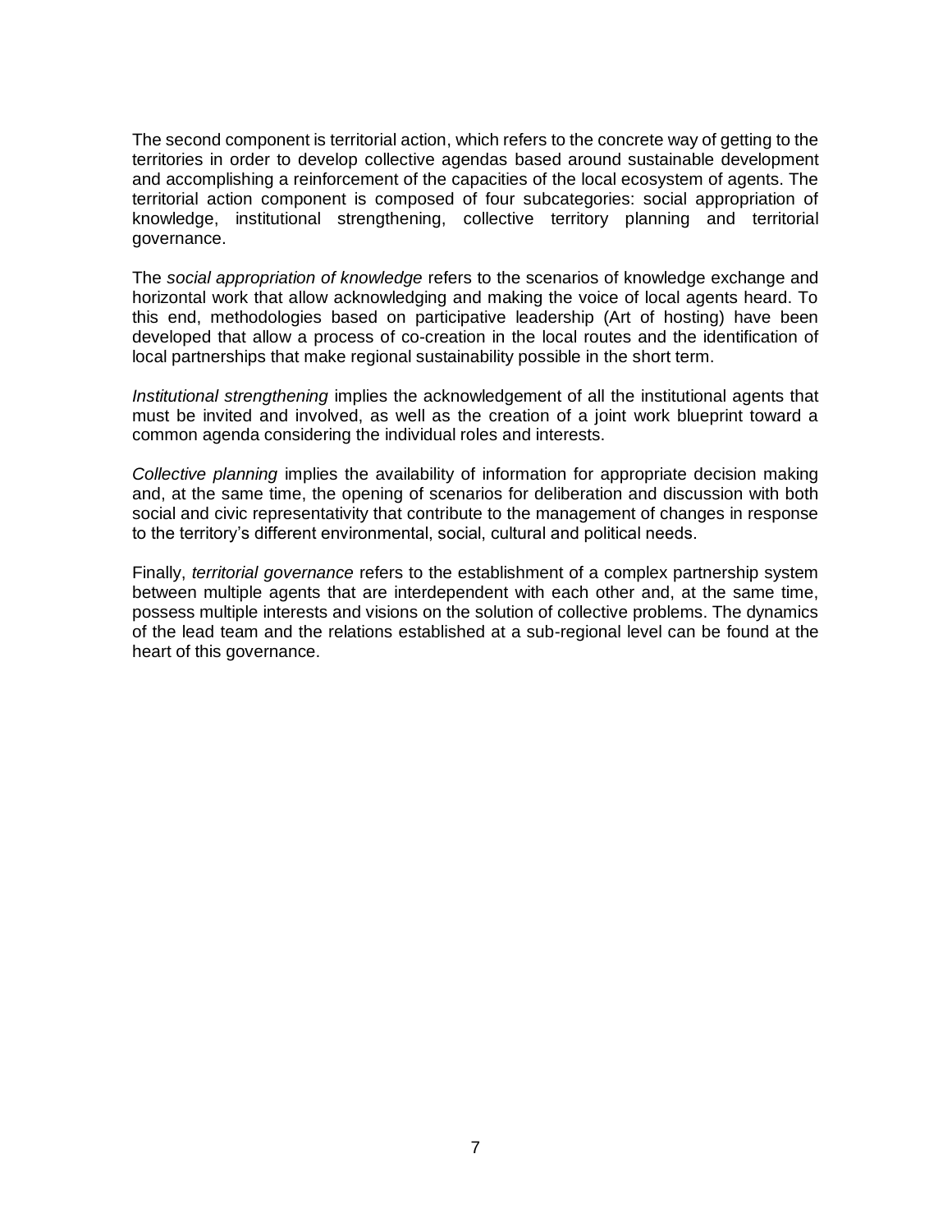The second component is territorial action, which refers to the concrete way of getting to the territories in order to develop collective agendas based around sustainable development and accomplishing a reinforcement of the capacities of the local ecosystem of agents. The territorial action component is composed of four subcategories: social appropriation of knowledge, institutional strengthening, collective territory planning and territorial governance.

The *social appropriation of knowledge* refers to the scenarios of knowledge exchange and horizontal work that allow acknowledging and making the voice of local agents heard. To this end, methodologies based on participative leadership (Art of hosting) have been developed that allow a process of co-creation in the local routes and the identification of local partnerships that make regional sustainability possible in the short term.

*Institutional strengthening* implies the acknowledgement of all the institutional agents that must be invited and involved, as well as the creation of a joint work blueprint toward a common agenda considering the individual roles and interests.

*Collective planning* implies the availability of information for appropriate decision making and, at the same time, the opening of scenarios for deliberation and discussion with both social and civic representativity that contribute to the management of changes in response to the territory's different environmental, social, cultural and political needs.

Finally, *territorial governance* refers to the establishment of a complex partnership system between multiple agents that are interdependent with each other and, at the same time, possess multiple interests and visions on the solution of collective problems. The dynamics of the lead team and the relations established at a sub-regional level can be found at the heart of this governance.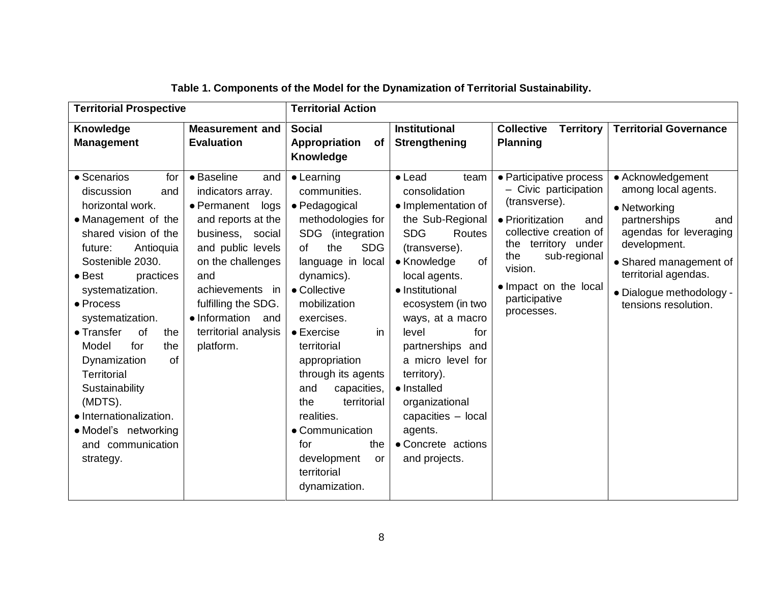**Table 1. Components of the Model for the Dynamization of Territorial Sustainability.**

| Territorial Prospective | | Territorial Action | | | |
|---|---|---|---|---|---|
| **Knowledge Management** | **Measurement and Evaluation** | **Social Appropriation of Knowledge** | **Institutional Strengthening** | **Collective Territory Planning** | **Territorial Governance** |
| • Scenarios for discussion and horizontal work.<br>• Management of the shared vision of the future: Antioquia Sostenible 2030.<br>• Best practices systematization.<br>• Process systematization.<br>• Transfer of the Model for the Dynamization of Territorial Sustainability (MDTS).<br>• Internationalization.<br>• Model's networking and communication strategy. | • Baseline and indicators array.<br>• Permanent logs and reports at the business, social and public levels on the challenges and achievements in fulfilling the SDG.<br>• Information and territorial analysis platform. | • Learning communities.<br>• Pedagogical methodologies for SDG (integration of the SDG language in local dynamics).<br>• Collective mobilization exercises.<br>• Exercise in territorial appropriation through its agents and capacities, the territorial realities.<br>• Communication for the development or territorial dynamization. | • Lead team consolidation<br>• Implementation of the Sub-Regional SDG Routes (transverse).<br>• Knowledge of local agents.<br>• Institutional ecosystem (in two ways, at a macro level for partnerships and a micro level for territory).<br>• Installed organizational capacities – local agents.<br>• Concrete actions and projects. | • Participative process – Civic participation (transverse).<br>• Prioritization and collective creation of the territory under the sub-regional vision.<br>• Impact on the local participative processes. | • Acknowledgement among local agents.<br>• Networking partnerships and agendas for leveraging development.<br>• Shared management of territorial agendas.<br>• Dialogue methodology - tensions resolution. |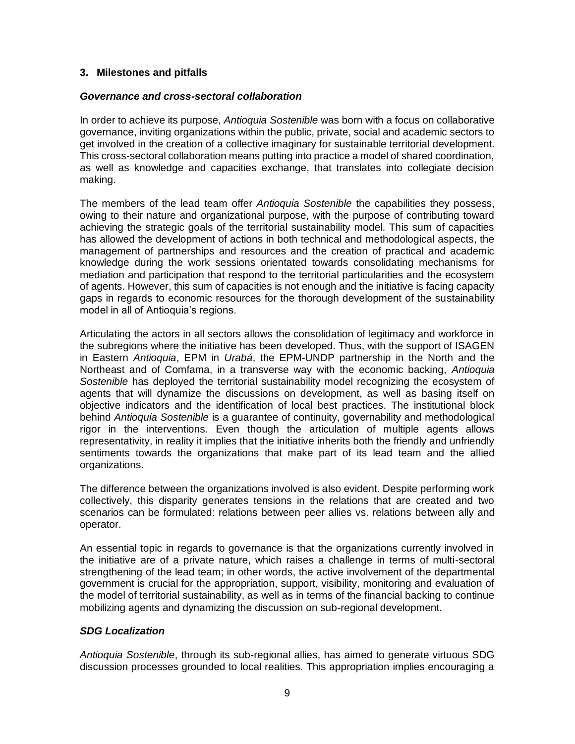## 3. Milestones and pitfalls

### *Governance and cross-sectoral collaboration*

In order to achieve its purpose, *Antioquia Sostenible* was born with a focus on collaborative governance, inviting organizations within the public, private, social and academic sectors to get involved in the creation of a collective imaginary for sustainable territorial development. This cross-sectoral collaboration means putting into practice a model of shared coordination, as well as knowledge and capacities exchange, that translates into collegiate decision making.

The members of the lead team offer *Antioquia Sostenible* the capabilities they possess, owing to their nature and organizational purpose, with the purpose of contributing toward achieving the strategic goals of the territorial sustainability model. This sum of capacities has allowed the development of actions in both technical and methodological aspects, the management of partnerships and resources and the creation of practical and academic knowledge during the work sessions orientated towards consolidating mechanisms for mediation and participation that respond to the territorial particularities and the ecosystem of agents. However, this sum of capacities is not enough and the initiative is facing capacity gaps in regards to economic resources for the thorough development of the sustainability model in all of Antioquia's regions.

Articulating the actors in all sectors allows the consolidation of legitimacy and workforce in the subregions where the initiative has been developed. Thus, with the support of ISAGEN in Eastern *Antioquia*, EPM in *Urabá*, the EPM-UNDP partnership in the North and the Northeast and of Comfama, in a transverse way with the economic backing, *Antioquia Sostenible* has deployed the territorial sustainability model recognizing the ecosystem of agents that will dynamize the discussions on development, as well as basing itself on objective indicators and the identification of local best practices. The institutional block behind *Antioquia Sostenible* is a guarantee of continuity, governability and methodological rigor in the interventions. Even though the articulation of multiple agents allows representativity, in reality it implies that the initiative inherits both the friendly and unfriendly sentiments towards the organizations that make part of its lead team and the allied organizations.

The difference between the organizations involved is also evident. Despite performing work collectively, this disparity generates tensions in the relations that are created and two scenarios can be formulated: relations between peer allies vs. relations between ally and operator.

An essential topic in regards to governance is that the organizations currently involved in the initiative are of a private nature, which raises a challenge in terms of multi-sectoral strengthening of the lead team; in other words, the active involvement of the departmental government is crucial for the appropriation, support, visibility, monitoring and evaluation of the model of territorial sustainability, as well as in terms of the financial backing to continue mobilizing agents and dynamizing the discussion on sub-regional development.

### *SDG Localization*

*Antioquia Sostenible*, through its sub-regional allies, has aimed to generate virtuous SDG discussion processes grounded to local realities. This appropriation implies encouraging a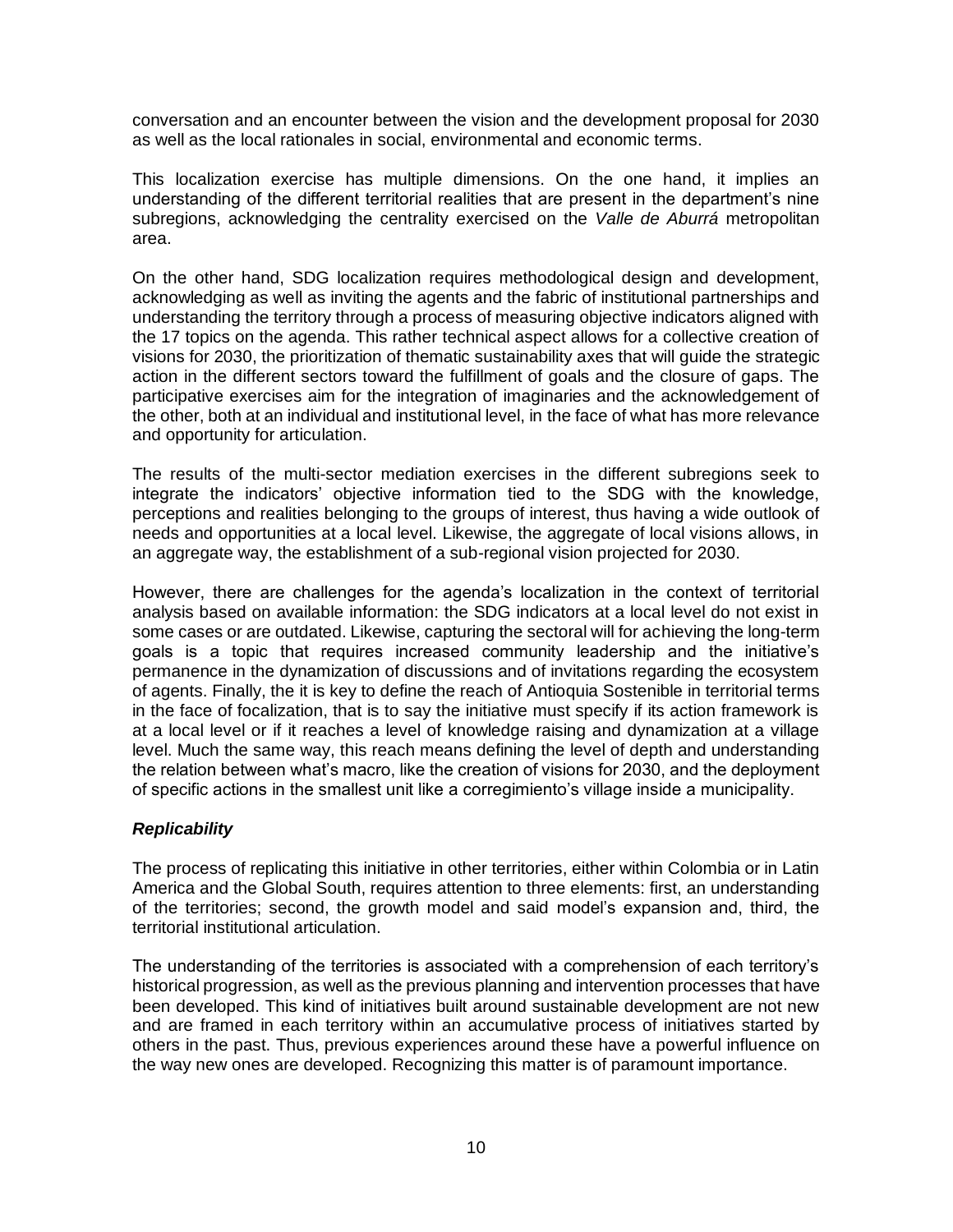conversation and an encounter between the vision and the development proposal for 2030 as well as the local rationales in social, environmental and economic terms.

This localization exercise has multiple dimensions. On the one hand, it implies an understanding of the different territorial realities that are present in the department's nine subregions, acknowledging the centrality exercised on the *Valle de Aburrá* metropolitan area.

On the other hand, SDG localization requires methodological design and development, acknowledging as well as inviting the agents and the fabric of institutional partnerships and understanding the territory through a process of measuring objective indicators aligned with the 17 topics on the agenda. This rather technical aspect allows for a collective creation of visions for 2030, the prioritization of thematic sustainability axes that will guide the strategic action in the different sectors toward the fulfillment of goals and the closure of gaps. The participative exercises aim for the integration of imaginaries and the acknowledgement of the other, both at an individual and institutional level, in the face of what has more relevance and opportunity for articulation.

The results of the multi-sector mediation exercises in the different subregions seek to integrate the indicators' objective information tied to the SDG with the knowledge, perceptions and realities belonging to the groups of interest, thus having a wide outlook of needs and opportunities at a local level. Likewise, the aggregate of local visions allows, in an aggregate way, the establishment of a sub-regional vision projected for 2030.

However, there are challenges for the agenda's localization in the context of territorial analysis based on available information: the SDG indicators at a local level do not exist in some cases or are outdated. Likewise, capturing the sectoral will for achieving the long-term goals is a topic that requires increased community leadership and the initiative's permanence in the dynamization of discussions and of invitations regarding the ecosystem of agents. Finally, the it is key to define the reach of Antioquia Sostenible in territorial terms in the face of focalization, that is to say the initiative must specify if its action framework is at a local level or if it reaches a level of knowledge raising and dynamization at a village level. Much the same way, this reach means defining the level of depth and understanding the relation between what's macro, like the creation of visions for 2030, and the deployment of specific actions in the smallest unit like a corregimiento's village inside a municipality.

### ***Replicability***

The process of replicating this initiative in other territories, either within Colombia or in Latin America and the Global South, requires attention to three elements: first, an understanding of the territories; second, the growth model and said model's expansion and, third, the territorial institutional articulation.

The understanding of the territories is associated with a comprehension of each territory's historical progression, as well as the previous planning and intervention processes that have been developed. This kind of initiatives built around sustainable development are not new and are framed in each territory within an accumulative process of initiatives started by others in the past. Thus, previous experiences around these have a powerful influence on the way new ones are developed. Recognizing this matter is of paramount importance.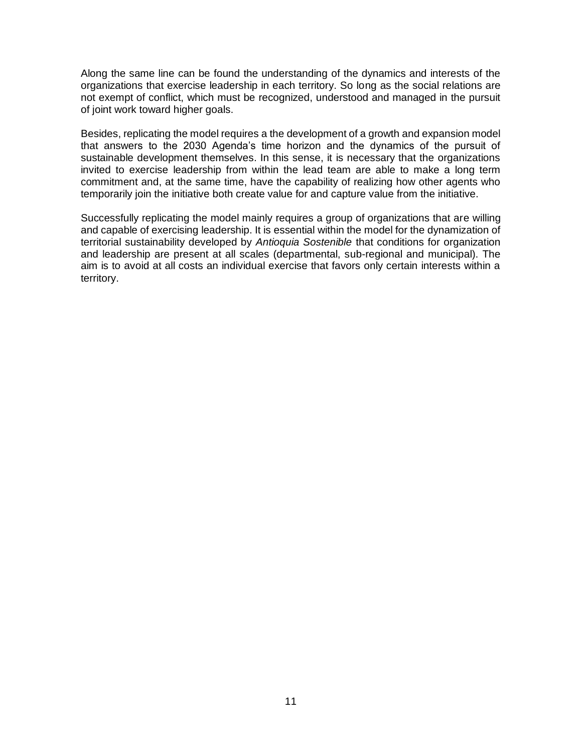Along the same line can be found the understanding of the dynamics and interests of the organizations that exercise leadership in each territory. So long as the social relations are not exempt of conflict, which must be recognized, understood and managed in the pursuit of joint work toward higher goals.

Besides, replicating the model requires a the development of a growth and expansion model that answers to the 2030 Agenda's time horizon and the dynamics of the pursuit of sustainable development themselves. In this sense, it is necessary that the organizations invited to exercise leadership from within the lead team are able to make a long term commitment and, at the same time, have the capability of realizing how other agents who temporarily join the initiative both create value for and capture value from the initiative.

Successfully replicating the model mainly requires a group of organizations that are willing and capable of exercising leadership. It is essential within the model for the dynamization of territorial sustainability developed by *Antioquia Sostenible* that conditions for organization and leadership are present at all scales (departmental, sub-regional and municipal). The aim is to avoid at all costs an individual exercise that favors only certain interests within a territory.